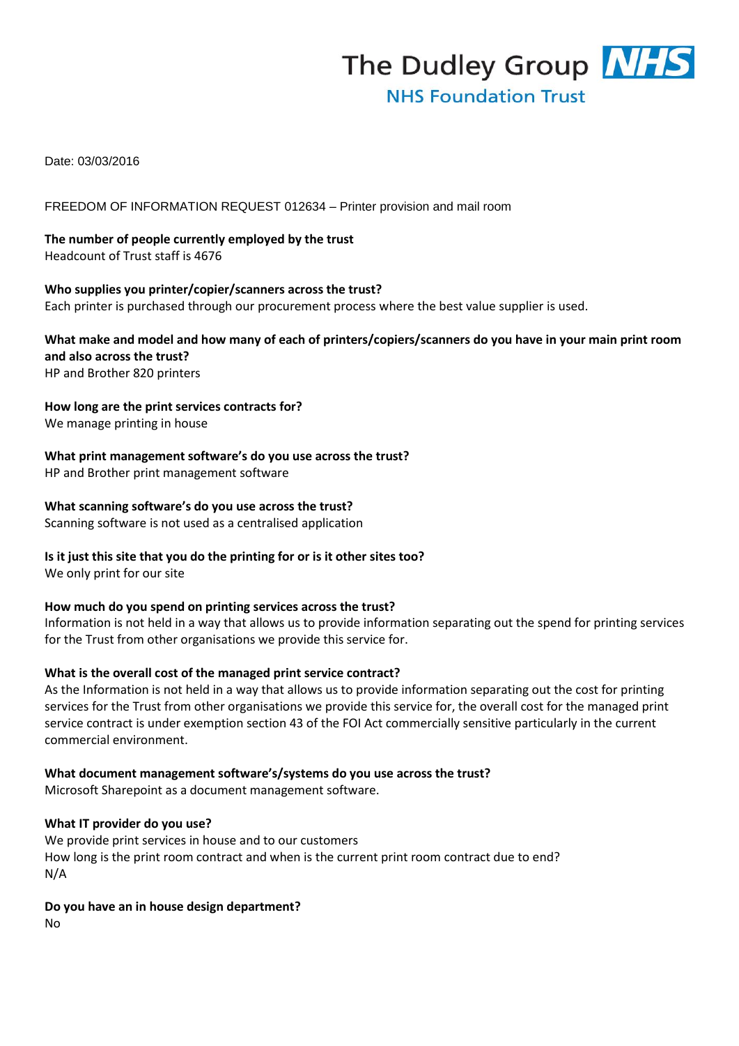The Dudley Group NHS
NHS Foundation Trust

Date: 03/03/2016

FREEDOM OF INFORMATION REQUEST 012634 – Printer provision and mail room

**The number of people currently employed by the trust**
Headcount of Trust staff is 4676

**Who supplies you printer/copier/scanners across the trust?**
Each printer is purchased through our procurement process where the best value supplier is used.

**What make and model and how many of each of printers/copiers/scanners do you have in your main print room and also across the trust?**
HP and Brother 820 printers

**How long are the print services contracts for?**
We manage printing in house

**What print management software's do you use across the trust?**
HP and Brother print management software

**What scanning software's do you use across the trust?**
Scanning software is not used as a centralised application

**Is it just this site that you do the printing for or is it other sites too?**
We only print for our site

**How much do you spend on printing services across the trust?**
Information is not held in a way that allows us to provide information separating out the spend for printing services for the Trust from other organisations we provide this service for.

**What is the overall cost of the managed print service contract?**
As the Information is not held in a way that allows us to provide information separating out the cost for printing services for the Trust from other organisations we provide this service for, the overall cost for the managed print service contract is under exemption section 43 of the FOI Act commercially sensitive particularly in the current commercial environment.

**What document management software's/systems do you use across the trust?**
Microsoft Sharepoint as a document management software.

**What IT provider do you use?**
We provide print services in house and to our customers
How long is the print room contract and when is the current print room contract due to end?
N/A

**Do you have an in house design department?**
No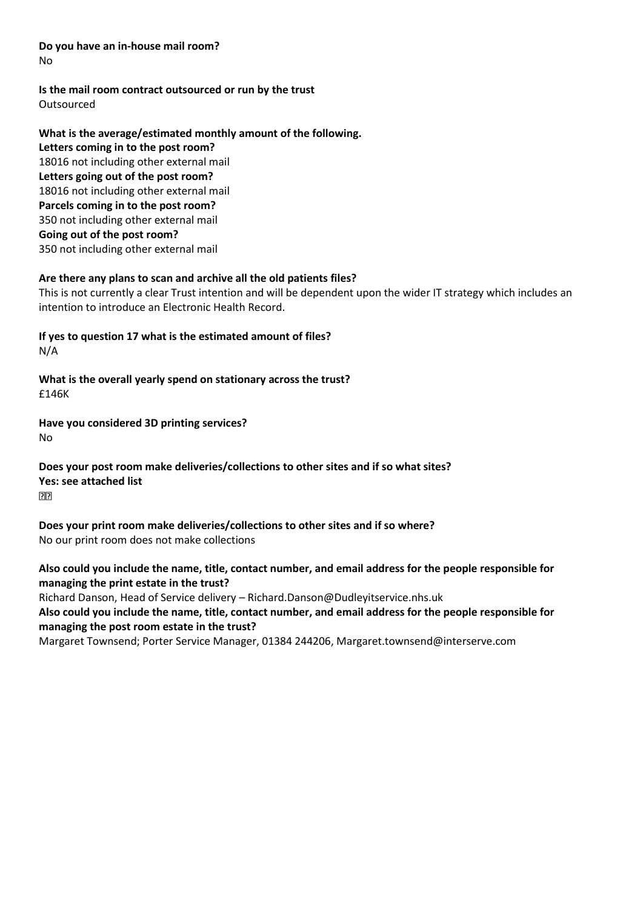**Do you have an in-house mail room?**
No

**Is the mail room contract outsourced or run by the trust**
Outsourced

**What is the average/estimated monthly amount of the following.**
**Letters coming in to the post room?**
18016 not including other external mail
**Letters going out of the post room?**
18016 not including other external mail
**Parcels coming in to the post room?**
350 not including other external mail
**Going out of the post room?**
350 not including other external mail

**Are there any plans to scan and archive all the old patients files?**
This is not currently a clear Trust intention and will be dependent upon the wider IT strategy which includes an intention to introduce an Electronic Health Record.

**If yes to question 17 what is the estimated amount of files?**
N/A

**What is the overall yearly spend on stationary across the trust?**
£146K

**Have you considered 3D printing services?**
No

**Does your post room make deliveries/collections to other sites and if so what sites?**
**Yes: see attached list**

**Does your print room make deliveries/collections to other sites and if so where?**
No our print room does not make collections

**Also could you include the name, title, contact number, and email address for the people responsible for managing the print estate in the trust?**
Richard Danson, Head of Service delivery – Richard.Danson@Dudleyitservice.nhs.uk
**Also could you include the name, title, contact number, and email address for the people responsible for managing the post room estate in the trust?**
Margaret Townsend; Porter Service Manager, 01384 244206, Margaret.townsend@interserve.com